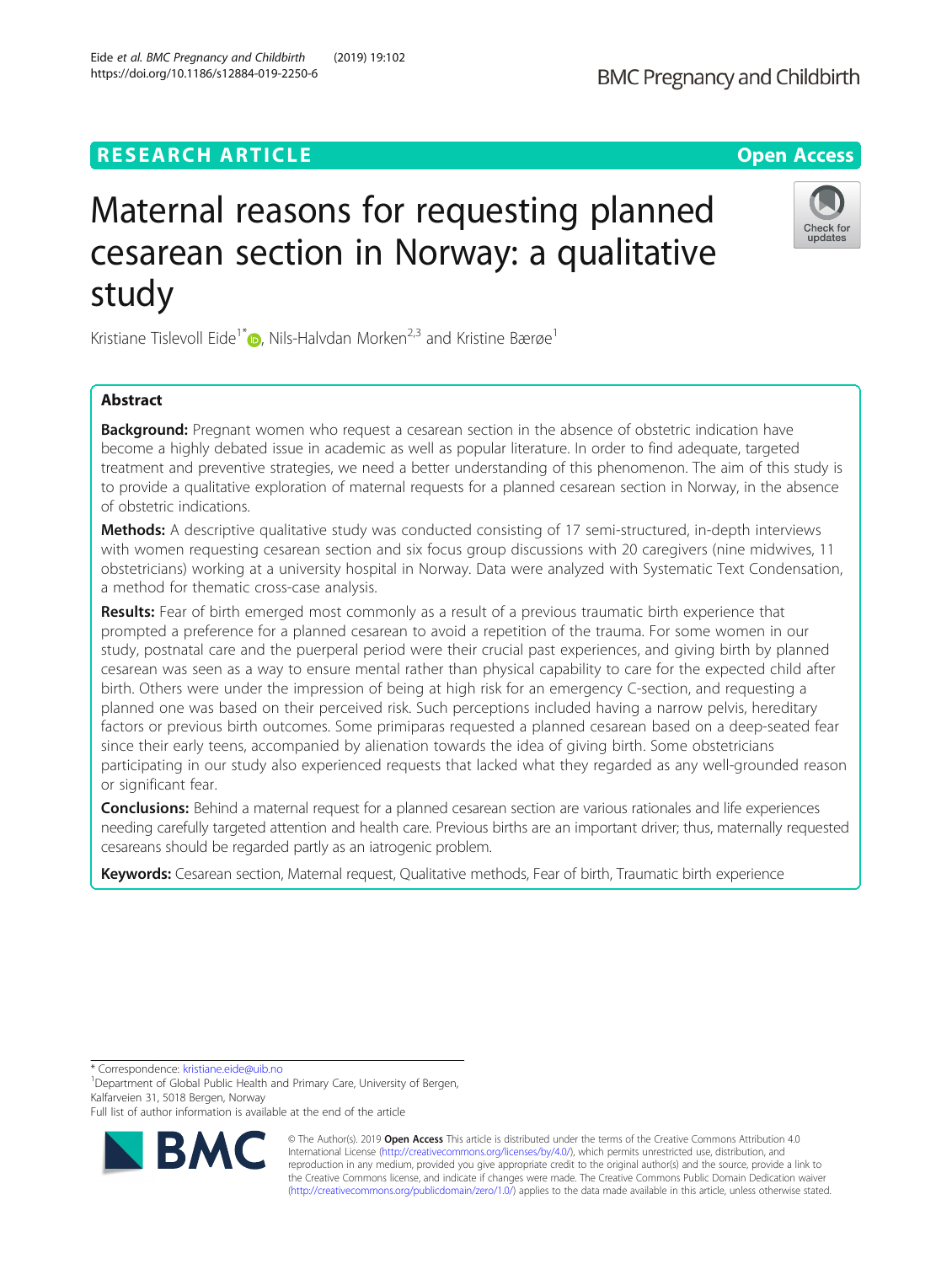RESEARCH ARTICLE

Open Access

# Maternal reasons for requesting planned cesarean section in Norway: a qualitative study

Kristiane Tislevoll Eide[1*], Nils-Halvdan Morken[2,3] and Kristine Bærøe[1]

## Abstract

**Background:** Pregnant women who request a cesarean section in the absence of obstetric indication have become a highly debated issue in academic as well as popular literature. In order to find adequate, targeted treatment and preventive strategies, we need a better understanding of this phenomenon. The aim of this study is to provide a qualitative exploration of maternal requests for a planned cesarean section in Norway, in the absence of obstetric indications.

**Methods:** A descriptive qualitative study was conducted consisting of 17 semi-structured, in-depth interviews with women requesting cesarean section and six focus group discussions with 20 caregivers (nine midwives, 11 obstetricians) working at a university hospital in Norway. Data were analyzed with Systematic Text Condensation, a method for thematic cross-case analysis.

**Results:** Fear of birth emerged most commonly as a result of a previous traumatic birth experience that prompted a preference for a planned cesarean to avoid a repetition of the trauma. For some women in our study, postnatal care and the puerperal period were their crucial past experiences, and giving birth by planned cesarean was seen as a way to ensure mental rather than physical capability to care for the expected child after birth. Others were under the impression of being at high risk for an emergency C-section, and requesting a planned one was based on their perceived risk. Such perceptions included having a narrow pelvis, hereditary factors or previous birth outcomes. Some primiparas requested a planned cesarean based on a deep-seated fear since their early teens, accompanied by alienation towards the idea of giving birth. Some obstetricians participating in our study also experienced requests that lacked what they regarded as any well-grounded reason or significant fear.

**Conclusions:** Behind a maternal request for a planned cesarean section are various rationales and life experiences needing carefully targeted attention and health care. Previous births are an important driver; thus, maternally requested cesareans should be regarded partly as an iatrogenic problem.

**Keywords:** Cesarean section, Maternal request, Qualitative methods, Fear of birth, Traumatic birth experience

---

* Correspondence: kristiane.eide@uib.no
[1]Department of Global Public Health and Primary Care, University of Bergen, Kalfarveien 31, 5018 Bergen, Norway
Full list of author information is available at the end of the article

© The Author(s). 2019 **Open Access** This article is distributed under the terms of the Creative Commons Attribution 4.0 International License (http://creativecommons.org/licenses/by/4.0/), which permits unrestricted use, distribution, and reproduction in any medium, provided you give appropriate credit to the original author(s) and the source, provide a link to the Creative Commons license, and indicate if changes were made. The Creative Commons Public Domain Dedication waiver (http://creativecommons.org/publicdomain/zero/1.0/) applies to the data made available in this article, unless otherwise stated.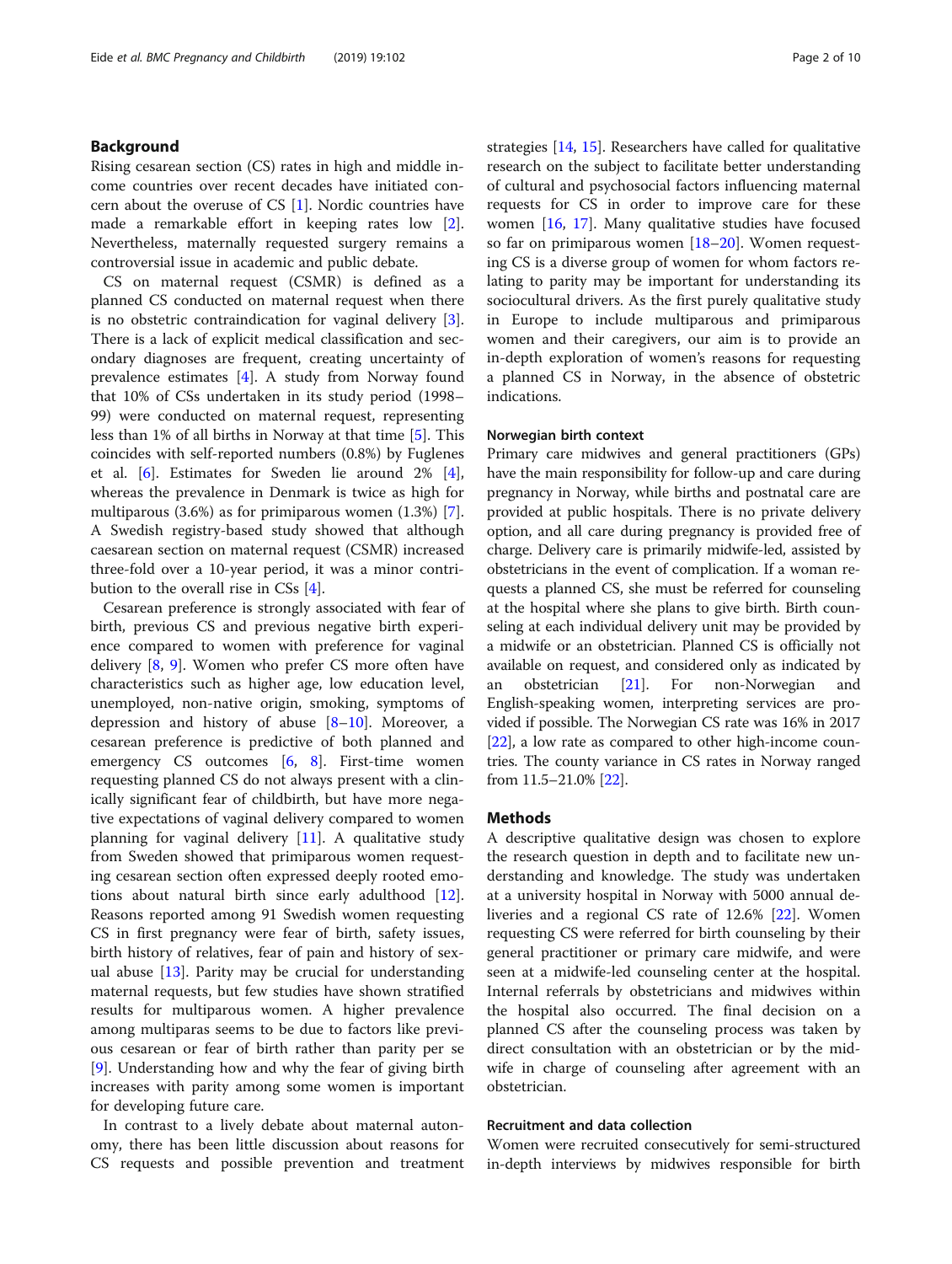## Background

Rising cesarean section (CS) rates in high and middle income countries over recent decades have initiated concern about the overuse of CS [1]. Nordic countries have made a remarkable effort in keeping rates low [2]. Nevertheless, maternally requested surgery remains a controversial issue in academic and public debate.

CS on maternal request (CSMR) is defined as a planned CS conducted on maternal request when there is no obstetric contraindication for vaginal delivery [3]. There is a lack of explicit medical classification and secondary diagnoses are frequent, creating uncertainty of prevalence estimates [4]. A study from Norway found that 10% of CSs undertaken in its study period (1998–99) were conducted on maternal request, representing less than 1% of all births in Norway at that time [5]. This coincides with self-reported numbers (0.8%) by Fuglenes et al. [6]. Estimates for Sweden lie around 2% [4], whereas the prevalence in Denmark is twice as high for multiparous (3.6%) as for primiparous women (1.3%) [7]. A Swedish registry-based study showed that although caesarean section on maternal request (CSMR) increased three-fold over a 10-year period, it was a minor contribution to the overall rise in CSs [4].

Cesarean preference is strongly associated with fear of birth, previous CS and previous negative birth experience compared to women with preference for vaginal delivery [8, 9]. Women who prefer CS more often have characteristics such as higher age, low education level, unemployed, non-native origin, smoking, symptoms of depression and history of abuse [8–10]. Moreover, a cesarean preference is predictive of both planned and emergency CS outcomes [6, 8]. First-time women requesting planned CS do not always present with a clinically significant fear of childbirth, but have more negative expectations of vaginal delivery compared to women planning for vaginal delivery [11]. A qualitative study from Sweden showed that primiparous women requesting cesarean section often expressed deeply rooted emotions about natural birth since early adulthood [12]. Reasons reported among 91 Swedish women requesting CS in first pregnancy were fear of birth, safety issues, birth history of relatives, fear of pain and history of sexual abuse [13]. Parity may be crucial for understanding maternal requests, but few studies have shown stratified results for multiparous women. A higher prevalence among multiparas seems to be due to factors like previous cesarean or fear of birth rather than parity per se [9]. Understanding how and why the fear of giving birth increases with parity among some women is important for developing future care.

In contrast to a lively debate about maternal autonomy, there has been little discussion about reasons for CS requests and possible prevention and treatment strategies [14, 15]. Researchers have called for qualitative research on the subject to facilitate better understanding of cultural and psychosocial factors influencing maternal requests for CS in order to improve care for these women [16, 17]. Many qualitative studies have focused so far on primiparous women [18–20]. Women requesting CS is a diverse group of women for whom factors relating to parity may be important for understanding its sociocultural drivers. As the first purely qualitative study in Europe to include multiparous and primiparous women and their caregivers, our aim is to provide an in-depth exploration of women's reasons for requesting a planned CS in Norway, in the absence of obstetric indications.

### Norwegian birth context

Primary care midwives and general practitioners (GPs) have the main responsibility for follow-up and care during pregnancy in Norway, while births and postnatal care are provided at public hospitals. There is no private delivery option, and all care during pregnancy is provided free of charge. Delivery care is primarily midwife-led, assisted by obstetricians in the event of complication. If a woman requests a planned CS, she must be referred for counseling at the hospital where she plans to give birth. Birth counseling at each individual delivery unit may be provided by a midwife or an obstetrician. Planned CS is officially not available on request, and considered only as indicated by an obstetrician [21]. For non-Norwegian and English-speaking women, interpreting services are provided if possible. The Norwegian CS rate was 16% in 2017 [22], a low rate as compared to other high-income countries. The county variance in CS rates in Norway ranged from 11.5–21.0% [22].

## Methods

A descriptive qualitative design was chosen to explore the research question in depth and to facilitate new understanding and knowledge. The study was undertaken at a university hospital in Norway with 5000 annual deliveries and a regional CS rate of 12.6% [22]. Women requesting CS were referred for birth counseling by their general practitioner or primary care midwife, and were seen at a midwife-led counseling center at the hospital. Internal referrals by obstetricians and midwives within the hospital also occurred. The final decision on a planned CS after the counseling process was taken by direct consultation with an obstetrician or by the midwife in charge of counseling after agreement with an obstetrician.

### Recruitment and data collection

Women were recruited consecutively for semi-structured in-depth interviews by midwives responsible for birth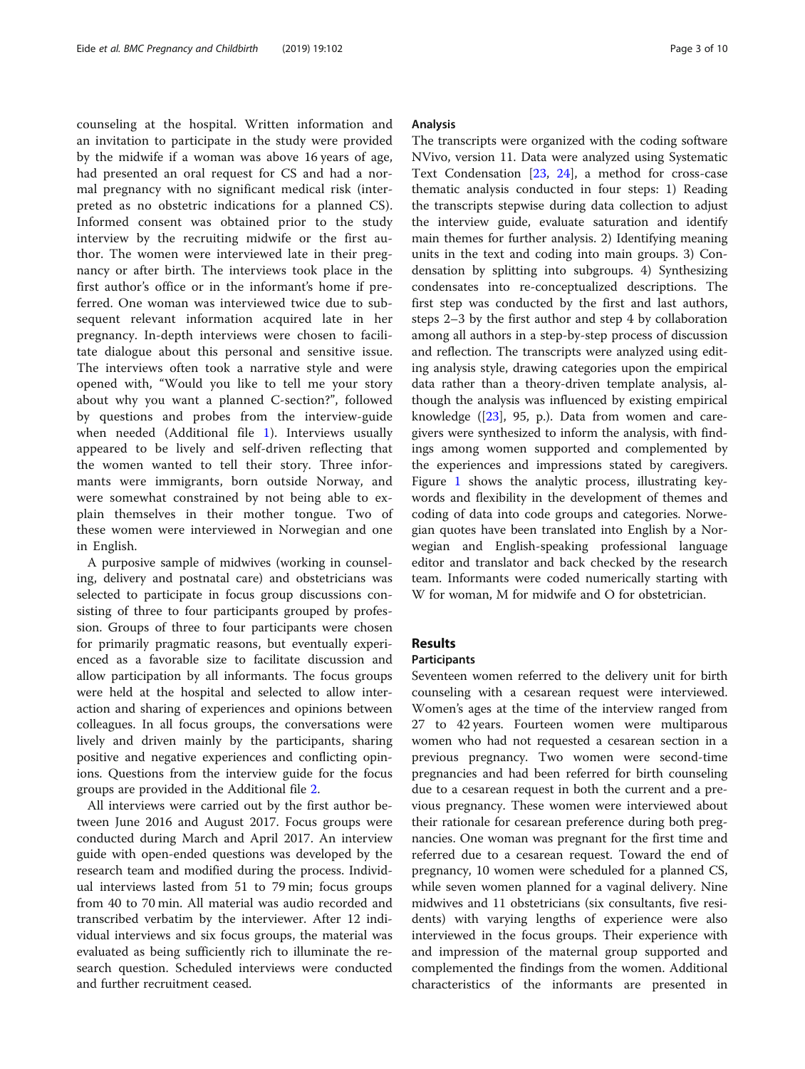counseling at the hospital. Written information and an invitation to participate in the study were provided by the midwife if a woman was above 16 years of age, had presented an oral request for CS and had a normal pregnancy with no significant medical risk (interpreted as no obstetric indications for a planned CS). Informed consent was obtained prior to the study interview by the recruiting midwife or the first author. The women were interviewed late in their pregnancy or after birth. The interviews took place in the first author's office or in the informant's home if preferred. One woman was interviewed twice due to subsequent relevant information acquired late in her pregnancy. In-depth interviews were chosen to facilitate dialogue about this personal and sensitive issue. The interviews often took a narrative style and were opened with, "Would you like to tell me your story about why you want a planned C-section?", followed by questions and probes from the interview-guide when needed (Additional file 1). Interviews usually appeared to be lively and self-driven reflecting that the women wanted to tell their story. Three informants were immigrants, born outside Norway, and were somewhat constrained by not being able to explain themselves in their mother tongue. Two of these women were interviewed in Norwegian and one in English.

A purposive sample of midwives (working in counseling, delivery and postnatal care) and obstetricians was selected to participate in focus group discussions consisting of three to four participants grouped by profession. Groups of three to four participants were chosen for primarily pragmatic reasons, but eventually experienced as a favorable size to facilitate discussion and allow participation by all informants. The focus groups were held at the hospital and selected to allow interaction and sharing of experiences and opinions between colleagues. In all focus groups, the conversations were lively and driven mainly by the participants, sharing positive and negative experiences and conflicting opinions. Questions from the interview guide for the focus groups are provided in the Additional file 2.

All interviews were carried out by the first author between June 2016 and August 2017. Focus groups were conducted during March and April 2017. An interview guide with open-ended questions was developed by the research team and modified during the process. Individual interviews lasted from 51 to 79 min; focus groups from 40 to 70 min. All material was audio recorded and transcribed verbatim by the interviewer. After 12 individual interviews and six focus groups, the material was evaluated as being sufficiently rich to illuminate the research question. Scheduled interviews were conducted and further recruitment ceased.

### Analysis

The transcripts were organized with the coding software NVivo, version 11. Data were analyzed using Systematic Text Condensation [23, 24], a method for cross-case thematic analysis conducted in four steps: 1) Reading the transcripts stepwise during data collection to adjust the interview guide, evaluate saturation and identify main themes for further analysis. 2) Identifying meaning units in the text and coding into main groups. 3) Condensation by splitting into subgroups. 4) Synthesizing condensates into re-conceptualized descriptions. The first step was conducted by the first and last authors, steps 2–3 by the first author and step 4 by collaboration among all authors in a step-by-step process of discussion and reflection. The transcripts were analyzed using editing analysis style, drawing categories upon the empirical data rather than a theory-driven template analysis, although the analysis was influenced by existing empirical knowledge ([23], 95, p.). Data from women and caregivers were synthesized to inform the analysis, with findings among women supported and complemented by the experiences and impressions stated by caregivers. Figure 1 shows the analytic process, illustrating keywords and flexibility in the development of themes and coding of data into code groups and categories. Norwegian quotes have been translated into English by a Norwegian and English-speaking professional language editor and translator and back checked by the research team. Informants were coded numerically starting with W for woman, M for midwife and O for obstetrician.

## Results

### Participants

Seventeen women referred to the delivery unit for birth counseling with a cesarean request were interviewed. Women's ages at the time of the interview ranged from 27 to 42 years. Fourteen women were multiparous women who had not requested a cesarean section in a previous pregnancy. Two women were second-time pregnancies and had been referred for birth counseling due to a cesarean request in both the current and a previous pregnancy. These women were interviewed about their rationale for cesarean preference during both pregnancies. One woman was pregnant for the first time and referred due to a cesarean request. Toward the end of pregnancy, 10 women were scheduled for a planned CS, while seven women planned for a vaginal delivery. Nine midwives and 11 obstetricians (six consultants, five residents) with varying lengths of experience were also interviewed in the focus groups. Their experience with and impression of the maternal group supported and complemented the findings from the women. Additional characteristics of the informants are presented in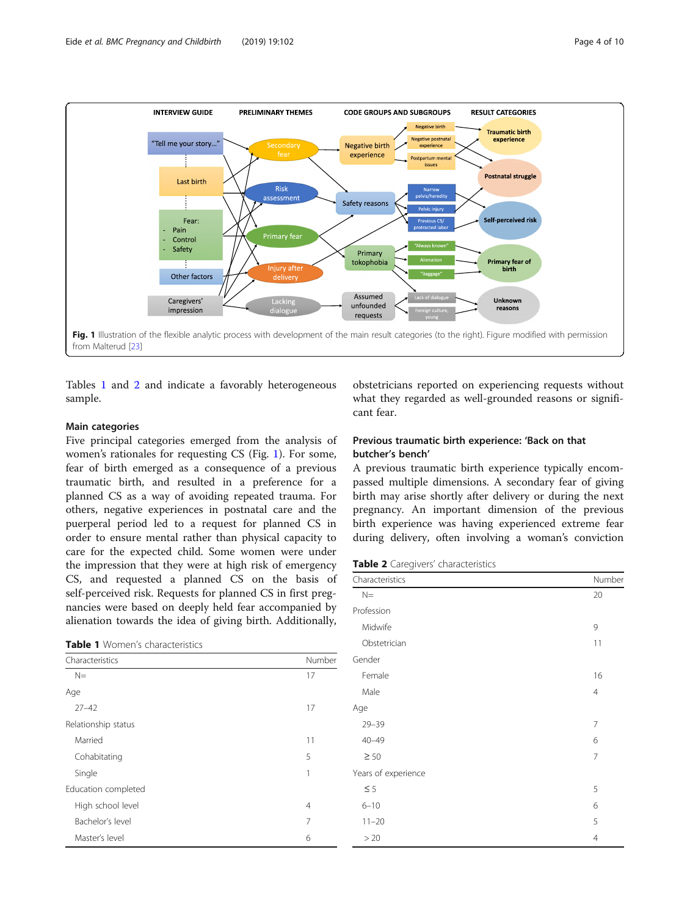Fig. 1 Illustration of the flexible analytic process with development of the main result categories (to the right). Figure modified with permission from Malterud [23]

Tables 1 and 2 and indicate a favorably heterogeneous sample.

## Main categories

Five principal categories emerged from the analysis of women's rationales for requesting CS (Fig. 1). For some, fear of birth emerged as a consequence of a previous traumatic birth, and resulted in a preference for a planned CS as a way of avoiding repeated trauma. For others, negative experiences in postnatal care and the puerperal period led to a request for planned CS in order to ensure mental rather than physical capacity to care for the expected child. Some women were under the impression that they were at high risk of emergency CS, and requested a planned CS on the basis of self-perceived risk. Requests for planned CS in first pregnancies were based on deeply held fear accompanied by alienation towards the idea of giving birth. Additionally, obstetricians reported on experiencing requests without what they regarded as well-grounded reasons or significant fear.

**Table 1** Women's characteristics

| Characteristics | Number |
|---|---|
| N= | 17 |
| Age | |
| 27–42 | 17 |
| Relationship status | |
| Married | 11 |
| Cohabitating | 5 |
| Single | 1 |
| Education completed | |
| High school level | 4 |
| Bachelor's level | 7 |
| Master's level | 6 |

### Previous traumatic birth experience: 'Back on that butcher's bench'

A previous traumatic birth experience typically encompassed multiple dimensions. A secondary fear of giving birth may arise shortly after delivery or during the next pregnancy. An important dimension of the previous birth experience was having experienced extreme fear during delivery, often involving a woman's conviction

**Table 2** Caregivers' characteristics

| Characteristics | Number |
|---|---|
| N= | 20 |
| Profession | |
| Midwife | 9 |
| Obstetrician | 11 |
| Gender | |
| Female | 16 |
| Male | 4 |
| Age | |
| 29–39 | 7 |
| 40–49 | 6 |
| ≥ 50 | 7 |
| Years of experience | |
| ≤ 5 | 5 |
| 6–10 | 6 |
| 11–20 | 5 |
| > 20 | 4 |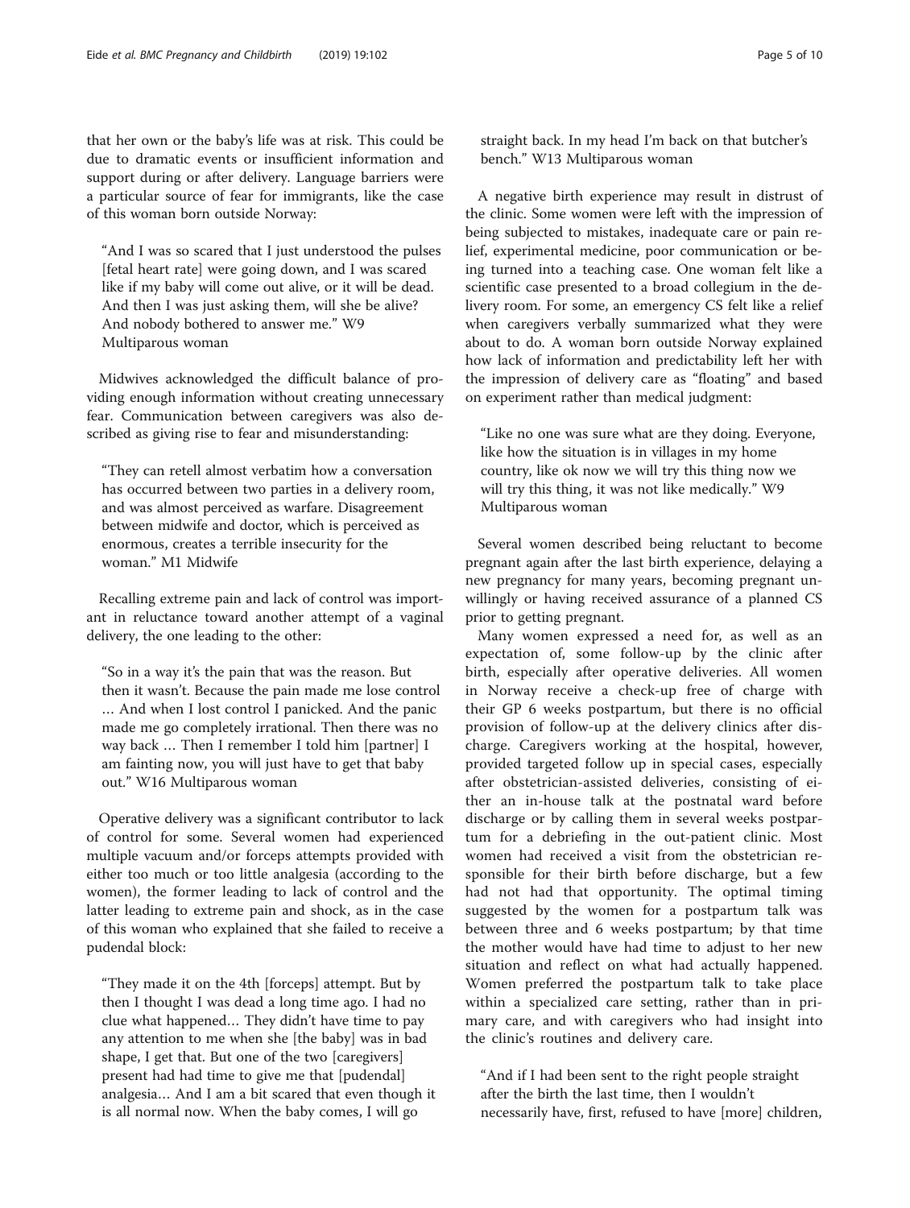that her own or the baby's life was at risk. This could be due to dramatic events or insufficient information and support during or after delivery. Language barriers were a particular source of fear for immigrants, like the case of this woman born outside Norway:

> "And I was so scared that I just understood the pulses [fetal heart rate] were going down, and I was scared like if my baby will come out alive, or it will be dead. And then I was just asking them, will she be alive? And nobody bothered to answer me." W9 Multiparous woman

Midwives acknowledged the difficult balance of providing enough information without creating unnecessary fear. Communication between caregivers was also described as giving rise to fear and misunderstanding:

> "They can retell almost verbatim how a conversation has occurred between two parties in a delivery room, and was almost perceived as warfare. Disagreement between midwife and doctor, which is perceived as enormous, creates a terrible insecurity for the woman." M1 Midwife

Recalling extreme pain and lack of control was important in reluctance toward another attempt of a vaginal delivery, the one leading to the other:

> "So in a way it's the pain that was the reason. But then it wasn't. Because the pain made me lose control … And when I lost control I panicked. And the panic made me go completely irrational. Then there was no way back … Then I remember I told him [partner] I am fainting now, you will just have to get that baby out." W16 Multiparous woman

Operative delivery was a significant contributor to lack of control for some. Several women had experienced multiple vacuum and/or forceps attempts provided with either too much or too little analgesia (according to the women), the former leading to lack of control and the latter leading to extreme pain and shock, as in the case of this woman who explained that she failed to receive a pudendal block:

> "They made it on the 4th [forceps] attempt. But by then I thought I was dead a long time ago. I had no clue what happened… They didn't have time to pay any attention to me when she [the baby] was in bad shape, I get that. But one of the two [caregivers] present had had time to give me that [pudendal] analgesia… And I am a bit scared that even though it is all normal now. When the baby comes, I will go straight back. In my head I'm back on that butcher's bench." W13 Multiparous woman

A negative birth experience may result in distrust of the clinic. Some women were left with the impression of being subjected to mistakes, inadequate care or pain relief, experimental medicine, poor communication or being turned into a teaching case. One woman felt like a scientific case presented to a broad collegium in the delivery room. For some, an emergency CS felt like a relief when caregivers verbally summarized what they were about to do. A woman born outside Norway explained how lack of information and predictability left her with the impression of delivery care as "floating" and based on experiment rather than medical judgment:

> "Like no one was sure what are they doing. Everyone, like how the situation is in villages in my home country, like ok now we will try this thing now we will try this thing, it was not like medically." W9 Multiparous woman

Several women described being reluctant to become pregnant again after the last birth experience, delaying a new pregnancy for many years, becoming pregnant unwillingly or having received assurance of a planned CS prior to getting pregnant.

Many women expressed a need for, as well as an expectation of, some follow-up by the clinic after birth, especially after operative deliveries. All women in Norway receive a check-up free of charge with their GP 6 weeks postpartum, but there is no official provision of follow-up at the delivery clinics after discharge. Caregivers working at the hospital, however, provided targeted follow up in special cases, especially after obstetrician-assisted deliveries, consisting of either an in-house talk at the postnatal ward before discharge or by calling them in several weeks postpartum for a debriefing in the out-patient clinic. Most women had received a visit from the obstetrician responsible for their birth before discharge, but a few had not had that opportunity. The optimal timing suggested by the women for a postpartum talk was between three and 6 weeks postpartum; by that time the mother would have had time to adjust to her new situation and reflect on what had actually happened. Women preferred the postpartum talk to take place within a specialized care setting, rather than in primary care, and with caregivers who had insight into the clinic's routines and delivery care.

> "And if I had been sent to the right people straight after the birth the last time, then I wouldn't necessarily have, first, refused to have [more] children,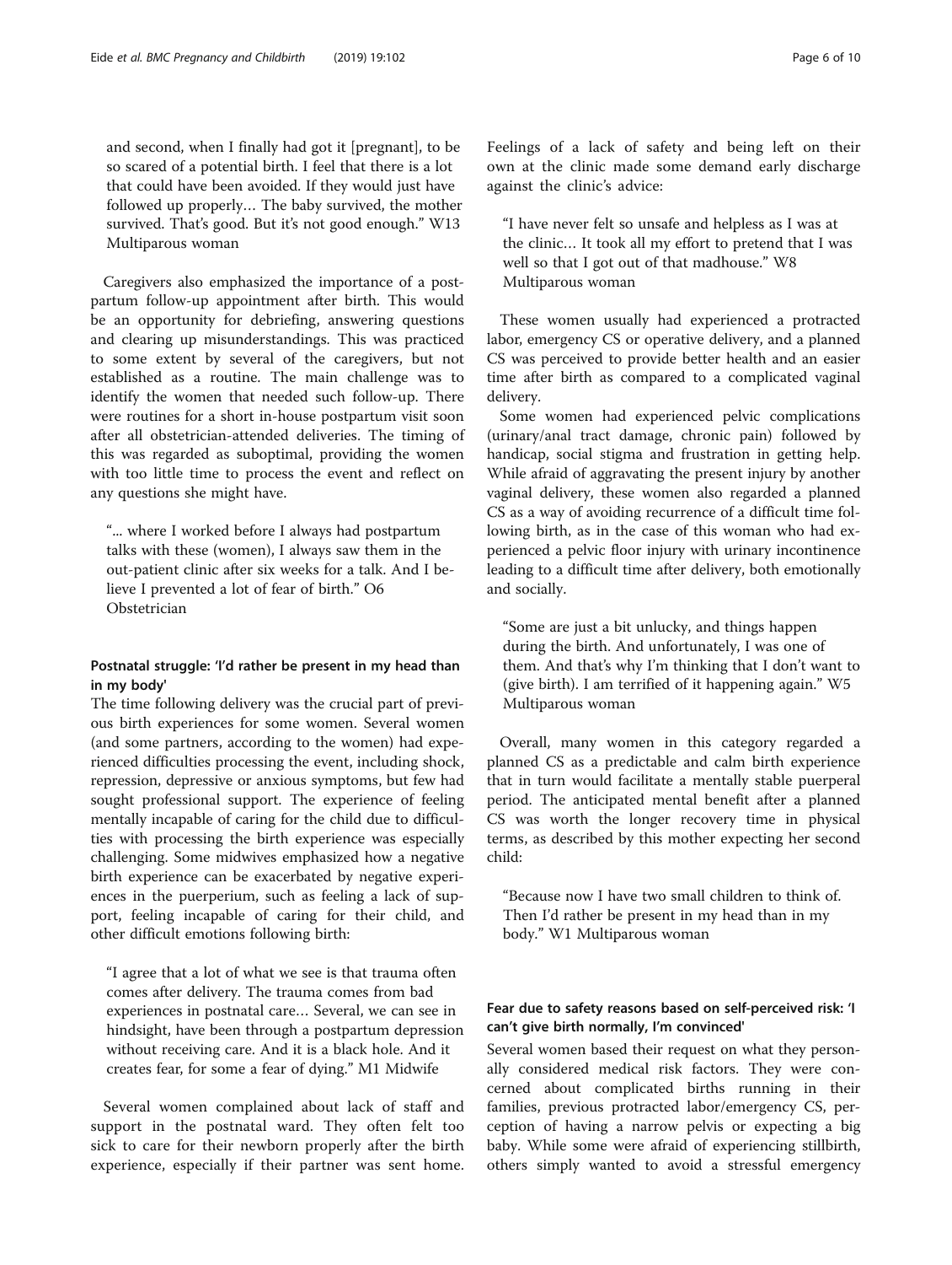and second, when I finally had got it [pregnant], to be so scared of a potential birth. I feel that there is a lot that could have been avoided. If they would just have followed up properly… The baby survived, the mother survived. That's good. But it's not good enough." W13 Multiparous woman

Caregivers also emphasized the importance of a postpartum follow-up appointment after birth. This would be an opportunity for debriefing, answering questions and clearing up misunderstandings. This was practiced to some extent by several of the caregivers, but not established as a routine. The main challenge was to identify the women that needed such follow-up. There were routines for a short in-house postpartum visit soon after all obstetrician-attended deliveries. The timing of this was regarded as suboptimal, providing the women with too little time to process the event and reflect on any questions she might have.

"... where I worked before I always had postpartum talks with these (women), I always saw them in the out-patient clinic after six weeks for a talk. And I believe I prevented a lot of fear of birth." O6 Obstetrician

### Postnatal struggle: 'I'd rather be present in my head than in my body'

The time following delivery was the crucial part of previous birth experiences for some women. Several women (and some partners, according to the women) had experienced difficulties processing the event, including shock, repression, depressive or anxious symptoms, but few had sought professional support. The experience of feeling mentally incapable of caring for the child due to difficulties with processing the birth experience was especially challenging. Some midwives emphasized how a negative birth experience can be exacerbated by negative experiences in the puerperium, such as feeling a lack of support, feeling incapable of caring for their child, and other difficult emotions following birth:

"I agree that a lot of what we see is that trauma often comes after delivery. The trauma comes from bad experiences in postnatal care… Several, we can see in hindsight, have been through a postpartum depression without receiving care. And it is a black hole. And it creates fear, for some a fear of dying." M1 Midwife

Several women complained about lack of staff and support in the postnatal ward. They often felt too sick to care for their newborn properly after the birth experience, especially if their partner was sent home. Feelings of a lack of safety and being left on their own at the clinic made some demand early discharge against the clinic's advice:

"I have never felt so unsafe and helpless as I was at the clinic… It took all my effort to pretend that I was well so that I got out of that madhouse." W8 Multiparous woman

These women usually had experienced a protracted labor, emergency CS or operative delivery, and a planned CS was perceived to provide better health and an easier time after birth as compared to a complicated vaginal delivery.

Some women had experienced pelvic complications (urinary/anal tract damage, chronic pain) followed by handicap, social stigma and frustration in getting help. While afraid of aggravating the present injury by another vaginal delivery, these women also regarded a planned CS as a way of avoiding recurrence of a difficult time following birth, as in the case of this woman who had experienced a pelvic floor injury with urinary incontinence leading to a difficult time after delivery, both emotionally and socially.

"Some are just a bit unlucky, and things happen during the birth. And unfortunately, I was one of them. And that's why I'm thinking that I don't want to (give birth). I am terrified of it happening again." W5 Multiparous woman

Overall, many women in this category regarded a planned CS as a predictable and calm birth experience that in turn would facilitate a mentally stable puerperal period. The anticipated mental benefit after a planned CS was worth the longer recovery time in physical terms, as described by this mother expecting her second child:

"Because now I have two small children to think of. Then I'd rather be present in my head than in my body." W1 Multiparous woman

### Fear due to safety reasons based on self-perceived risk: 'I can't give birth normally, I'm convinced'

Several women based their request on what they personally considered medical risk factors. They were concerned about complicated births running in their families, previous protracted labor/emergency CS, perception of having a narrow pelvis or expecting a big baby. While some were afraid of experiencing stillbirth, others simply wanted to avoid a stressful emergency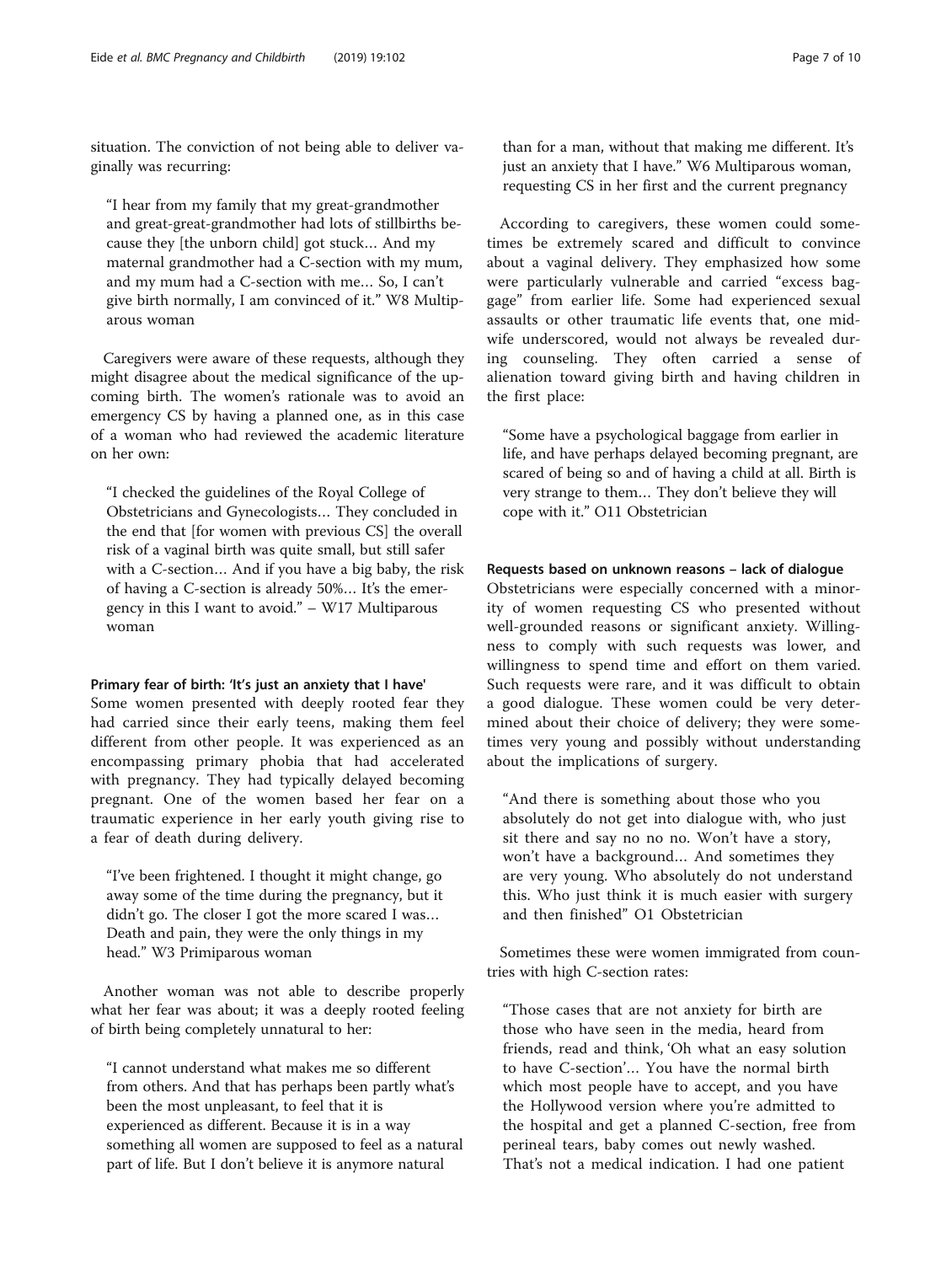situation. The conviction of not being able to deliver vaginally was recurring:

> "I hear from my family that my great-grandmother and great-great-grandmother had lots of stillbirths because they [the unborn child] got stuck… And my maternal grandmother had a C-section with my mum, and my mum had a C-section with me… So, I can't give birth normally, I am convinced of it." W8 Multiparous woman

Caregivers were aware of these requests, although they might disagree about the medical significance of the upcoming birth. The women's rationale was to avoid an emergency CS by having a planned one, as in this case of a woman who had reviewed the academic literature on her own:

> "I checked the guidelines of the Royal College of Obstetricians and Gynecologists… They concluded in the end that [for women with previous CS] the overall risk of a vaginal birth was quite small, but still safer with a C-section… And if you have a big baby, the risk of having a C-section is already 50%… It's the emergency in this I want to avoid." – W17 Multiparous woman

#### Primary fear of birth: 'It's just an anxiety that I have'

Some women presented with deeply rooted fear they had carried since their early teens, making them feel different from other people. It was experienced as an encompassing primary phobia that had accelerated with pregnancy. They had typically delayed becoming pregnant. One of the women based her fear on a traumatic experience in her early youth giving rise to a fear of death during delivery.

> "I've been frightened. I thought it might change, go away some of the time during the pregnancy, but it didn't go. The closer I got the more scared I was… Death and pain, they were the only things in my head." W3 Primiparous woman

Another woman was not able to describe properly what her fear was about; it was a deeply rooted feeling of birth being completely unnatural to her:

> "I cannot understand what makes me so different from others. And that has perhaps been partly what's been the most unpleasant, to feel that it is experienced as different. Because it is in a way something all women are supposed to feel as a natural part of life. But I don't believe it is anymore natural than for a man, without that making me different. It's just an anxiety that I have." W6 Multiparous woman, requesting CS in her first and the current pregnancy

According to caregivers, these women could sometimes be extremely scared and difficult to convince about a vaginal delivery. They emphasized how some were particularly vulnerable and carried "excess baggage" from earlier life. Some had experienced sexual assaults or other traumatic life events that, one midwife underscored, would not always be revealed during counseling. They often carried a sense of alienation toward giving birth and having children in the first place:

> "Some have a psychological baggage from earlier in life, and have perhaps delayed becoming pregnant, are scared of being so and of having a child at all. Birth is very strange to them… They don't believe they will cope with it." O11 Obstetrician

#### Requests based on unknown reasons – lack of dialogue

Obstetricians were especially concerned with a minority of women requesting CS who presented without well-grounded reasons or significant anxiety. Willingness to comply with such requests was lower, and willingness to spend time and effort on them varied. Such requests were rare, and it was difficult to obtain a good dialogue. These women could be very determined about their choice of delivery; they were sometimes very young and possibly without understanding about the implications of surgery.

> "And there is something about those who you absolutely do not get into dialogue with, who just sit there and say no no no. Won't have a story, won't have a background… And sometimes they are very young. Who absolutely do not understand this. Who just think it is much easier with surgery and then finished" O1 Obstetrician

Sometimes these were women immigrated from countries with high C-section rates:

> "Those cases that are not anxiety for birth are those who have seen in the media, heard from friends, read and think, 'Oh what an easy solution to have C-section'… You have the normal birth which most people have to accept, and you have the Hollywood version where you're admitted to the hospital and get a planned C-section, free from perineal tears, baby comes out newly washed. That's not a medical indication. I had one patient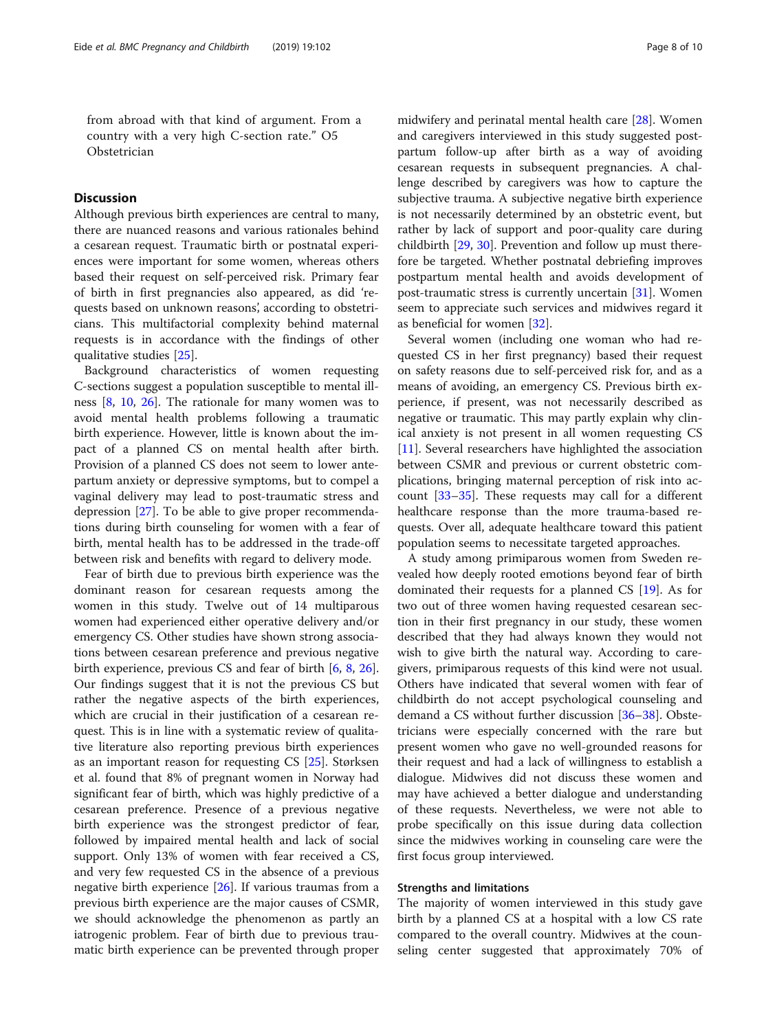from abroad with that kind of argument. From a country with a very high C-section rate." O5 Obstetrician

## Discussion

Although previous birth experiences are central to many, there are nuanced reasons and various rationales behind a cesarean request. Traumatic birth or postnatal experiences were important for some women, whereas others based their request on self-perceived risk. Primary fear of birth in first pregnancies also appeared, as did 'requests based on unknown reasons', according to obstetricians. This multifactorial complexity behind maternal requests is in accordance with the findings of other qualitative studies [25].

Background characteristics of women requesting C-sections suggest a population susceptible to mental illness [8, 10, 26]. The rationale for many women was to avoid mental health problems following a traumatic birth experience. However, little is known about the impact of a planned CS on mental health after birth. Provision of a planned CS does not seem to lower antepartum anxiety or depressive symptoms, but to compel a vaginal delivery may lead to post-traumatic stress and depression [27]. To be able to give proper recommendations during birth counseling for women with a fear of birth, mental health has to be addressed in the trade-off between risk and benefits with regard to delivery mode.

Fear of birth due to previous birth experience was the dominant reason for cesarean requests among the women in this study. Twelve out of 14 multiparous women had experienced either operative delivery and/or emergency CS. Other studies have shown strong associations between cesarean preference and previous negative birth experience, previous CS and fear of birth [6, 8, 26]. Our findings suggest that it is not the previous CS but rather the negative aspects of the birth experiences, which are crucial in their justification of a cesarean request. This is in line with a systematic review of qualitative literature also reporting previous birth experiences as an important reason for requesting CS [25]. Størksen et al. found that 8% of pregnant women in Norway had significant fear of birth, which was highly predictive of a cesarean preference. Presence of a previous negative birth experience was the strongest predictor of fear, followed by impaired mental health and lack of social support. Only 13% of women with fear received a CS, and very few requested CS in the absence of a previous negative birth experience [26]. If various traumas from a previous birth experience are the major causes of CSMR, we should acknowledge the phenomenon as partly an iatrogenic problem. Fear of birth due to previous traumatic birth experience can be prevented through proper midwifery and perinatal mental health care [28]. Women and caregivers interviewed in this study suggested postpartum follow-up after birth as a way of avoiding cesarean requests in subsequent pregnancies. A challenge described by caregivers was how to capture the subjective trauma. A subjective negative birth experience is not necessarily determined by an obstetric event, but rather by lack of support and poor-quality care during childbirth [29, 30]. Prevention and follow up must therefore be targeted. Whether postnatal debriefing improves postpartum mental health and avoids development of post-traumatic stress is currently uncertain [31]. Women seem to appreciate such services and midwives regard it as beneficial for women [32].

Several women (including one woman who had requested CS in her first pregnancy) based their request on safety reasons due to self-perceived risk for, and as a means of avoiding, an emergency CS. Previous birth experience, if present, was not necessarily described as negative or traumatic. This may partly explain why clinical anxiety is not present in all women requesting CS [11]. Several researchers have highlighted the association between CSMR and previous or current obstetric complications, bringing maternal perception of risk into account [33–35]. These requests may call for a different healthcare response than the more trauma-based requests. Over all, adequate healthcare toward this patient population seems to necessitate targeted approaches.

A study among primiparous women from Sweden revealed how deeply rooted emotions beyond fear of birth dominated their requests for a planned CS [19]. As for two out of three women having requested cesarean section in their first pregnancy in our study, these women described that they had always known they would not wish to give birth the natural way. According to caregivers, primiparous requests of this kind were not usual. Others have indicated that several women with fear of childbirth do not accept psychological counseling and demand a CS without further discussion [36–38]. Obstetricians were especially concerned with the rare but present women who gave no well-grounded reasons for their request and had a lack of willingness to establish a dialogue. Midwives did not discuss these women and may have achieved a better dialogue and understanding of these requests. Nevertheless, we were not able to probe specifically on this issue during data collection since the midwives working in counseling care were the first focus group interviewed.

### Strengths and limitations

The majority of women interviewed in this study gave birth by a planned CS at a hospital with a low CS rate compared to the overall country. Midwives at the counseling center suggested that approximately 70% of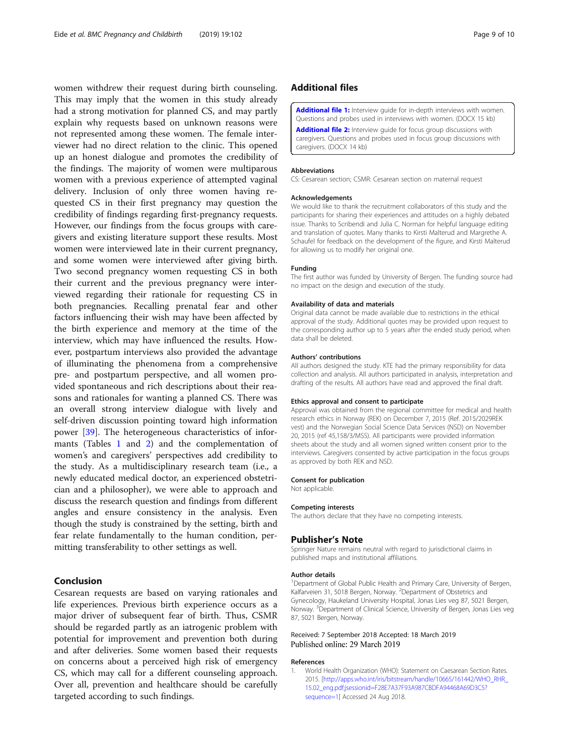women withdrew their request during birth counseling. This may imply that the women in this study already had a strong motivation for planned CS, and may partly explain why requests based on unknown reasons were not represented among these women. The female interviewer had no direct relation to the clinic. This opened up an honest dialogue and promotes the credibility of the findings. The majority of women were multiparous women with a previous experience of attempted vaginal delivery. Inclusion of only three women having requested CS in their first pregnancy may question the credibility of findings regarding first-pregnancy requests. However, our findings from the focus groups with caregivers and existing literature support these results. Most women were interviewed late in their current pregnancy, and some women were interviewed after giving birth. Two second pregnancy women requesting CS in both their current and the previous pregnancy were interviewed regarding their rationale for requesting CS in both pregnancies. Recalling prenatal fear and other factors influencing their wish may have been affected by the birth experience and memory at the time of the interview, which may have influenced the results. However, postpartum interviews also provided the advantage of illuminating the phenomena from a comprehensive pre- and postpartum perspective, and all women provided spontaneous and rich descriptions about their reasons and rationales for wanting a planned CS. There was an overall strong interview dialogue with lively and self-driven discussion pointing toward high information power [39]. The heterogeneous characteristics of informants (Tables 1 and 2) and the complementation of women's and caregivers' perspectives add credibility to the study. As a multidisciplinary research team (i.e., a newly educated medical doctor, an experienced obstetrician and a philosopher), we were able to approach and discuss the research question and findings from different angles and ensure consistency in the analysis. Even though the study is constrained by the setting, birth and fear relate fundamentally to the human condition, permitting transferability to other settings as well.

## Conclusion

Cesarean requests are based on varying rationales and life experiences. Previous birth experience occurs as a major driver of subsequent fear of birth. Thus, CSMR should be regarded partly as an iatrogenic problem with potential for improvement and prevention both during and after deliveries. Some women based their requests on concerns about a perceived high risk of emergency CS, which may call for a different counseling approach. Over all, prevention and healthcare should be carefully targeted according to such findings.

## Additional files

**Additional file 1:** Interview guide for in-depth interviews with women. Questions and probes used in interviews with women. (DOCX 15 kb)

**Additional file 2:** Interview guide for focus group discussions with caregivers. Questions and probes used in focus group discussions with caregivers. (DOCX 14 kb)

### Abbreviations

CS: Cesarean section; CSMR: Cesarean section on maternal request

### Acknowledgements

We would like to thank the recruitment collaborators of this study and the participants for sharing their experiences and attitudes on a highly debated issue. Thanks to Scribendi and Julia C. Norman for helpful language editing and translation of quotes. Many thanks to Kirsti Malterud and Margrethe A. Schaufel for feedback on the development of the figure, and Kirsti Malterud for allowing us to modify her original one.

### Funding

The first author was funded by University of Bergen. The funding source had no impact on the design and execution of the study.

### Availability of data and materials

Original data cannot be made available due to restrictions in the ethical approval of the study. Additional quotes may be provided upon request to the corresponding author up to 5 years after the ended study period, when data shall be deleted.

### Authors' contributions

All authors designed the study. KTE had the primary responsibility for data collection and analysis. All authors participated in analysis, interpretation and drafting of the results. All authors have read and approved the final draft.

### Ethics approval and consent to participate

Approval was obtained from the regional committee for medical and health research ethics in Norway (REK) on December 7, 2015 (Ref. 2015/2029REK vest) and the Norwegian Social Science Data Services (NSD) on November 20, 2015 (ref 45,158/3/MSS). All participants were provided information sheets about the study and all women signed written consent prior to the interviews. Caregivers consented by active participation in the focus groups as approved by both REK and NSD.

### Consent for publication

Not applicable.

### Competing interests

The authors declare that they have no competing interests.

## Publisher's Note

Springer Nature remains neutral with regard to jurisdictional claims in published maps and institutional affiliations.

### Author details

[1]Department of Global Public Health and Primary Care, University of Bergen, Kalfarveien 31, 5018 Bergen, Norway. [2]Department of Obstetrics and Gynecology, Haukeland University Hospital, Jonas Lies veg 87, 5021 Bergen, Norway. [3]Department of Clinical Science, University of Bergen, Jonas Lies veg 87, 5021 Bergen, Norway.

Received: 7 September 2018 Accepted: 18 March 2019
Published online: 29 March 2019

## References

1. World Health Organization (WHO): Statement on Caesarean Section Rates. 2015. [http://apps.who.int/iris/bitstream/handle/10665/161442/WHO_RHR_15.02_eng.pdf;jsessionid=F28E7A37F93A987CBDFA94468A69D3C5?sequence=1] Accessed 24 Aug 2018.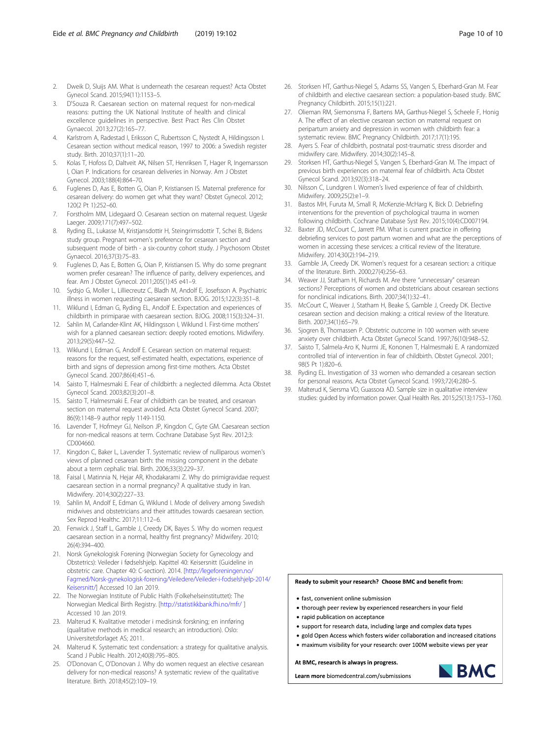2. Dweik D, Sluijs AM. What is underneath the cesarean request? Acta Obstet Gynecol Scand. 2015;94(11):1153–5.
3. D'Souza R. Caesarean section on maternal request for non-medical reasons: putting the UK National Institute of health and clinical excellence guidelines in perspective. Best Pract Res Clin Obstet Gynaecol. 2013;27(2):165–77.
4. Karlstrom A, Radestad I, Eriksson C, Rubertsson C, Nystedt A, Hildingsson I. Cesarean section without medical reason, 1997 to 2006: a Swedish register study. Birth. 2010;37(1):11–20.
5. Kolas T, Hofoss D, Daltveit AK, Nilsen ST, Henriksen T, Hager R, Ingemarsson I, Oian P. Indications for cesarean deliveries in Norway. Am J Obstet Gynecol. 2003;188(4):864–70.
6. Fuglenes D, Aas E, Botten G, Oian P, Kristiansen IS. Maternal preference for cesarean delivery: do women get what they want? Obstet Gynecol. 2012; 120(2 Pt 1):252–60.
7. Forstholm MM, Lidegaard O. Cesarean section on maternal request. Ugeskr Laeger. 2009;171(7):497–502.
8. Ryding EL, Lukasse M, Kristjansdottir H, Steingrimsdottir T, Schei B, Bidens study group. Pregnant women's preference for cesarean section and subsequent mode of birth - a six-country cohort study. J Psychosom Obstet Gynaecol. 2016;37(3):75–83.
9. Fuglenes D, Aas E, Botten G, Oian P, Kristiansen IS. Why do some pregnant women prefer cesarean? The influence of parity, delivery experiences, and fear. Am J Obstet Gynecol. 2011;205(1):45 e41–9.
10. Sydsjo G, Moller L, Lilliecreutz C, Bladh M, Andolf E, Josefsson A. Psychiatric illness in women requesting caesarean section. BJOG. 2015;122(3):351–8.
11. Wiklund I, Edman G, Ryding EL, Andolf E. Expectation and experiences of childbirth in primiparae with caesarean section. BJOG. 2008;115(3):324–31.
12. Sahlin M, Carlander-Klint AK, Hildingsson I, Wiklund I. First-time mothers' wish for a planned caesarean section: deeply rooted emotions. Midwifery. 2013;29(5):447–52.
13. Wiklund I, Edman G, Andolf E. Cesarean section on maternal request: reasons for the request, self-estimated health, expectations, experience of birth and signs of depression among first-time mothers. Acta Obstet Gynecol Scand. 2007;86(4):451–6.
14. Saisto T, Halmesmaki E. Fear of childbirth: a neglected dilemma. Acta Obstet Gynecol Scand. 2003;82(3):201–8.
15. Saisto T, Halmesmaki E. Fear of childbirth can be treated, and cesarean section on maternal request avoided. Acta Obstet Gynecol Scand. 2007; 86(9):1148–9 author reply 1149-1150.
16. Lavender T, Hofmeyr GJ, Neilson JP, Kingdon C, Gyte GM. Caesarean section for non-medical reasons at term. Cochrane Database Syst Rev. 2012;3: CD004660.
17. Kingdon C, Baker L, Lavender T. Systematic review of nulliparous women's views of planned cesarean birth: the missing component in the debate about a term cephalic trial. Birth. 2006;33(3):229–37.
18. Faisal I, Matinnia N, Hejar AR, Khodakarami Z. Why do primigravidae request caesarean section in a normal pregnancy? A qualitative study in Iran. Midwifery. 2014;30(2):227–33.
19. Sahlin M, Andolf E, Edman G, Wiklund I. Mode of delivery among Swedish midwives and obstetricians and their attitudes towards caesarean section. Sex Reprod Healthc. 2017;11:112–6.
20. Fenwick J, Staff L, Gamble J, Creedy DK, Bayes S. Why do women request caesarean section in a normal, healthy first pregnancy? Midwifery. 2010; 26(4):394–400.
21. Norsk Gynekologisk Forening (Norwegian Society for Gynecology and Obstetrics): Veileder i fødselshjelp. Kapittel 40: Keisersnitt (Guideline in obstetric care. Chapter 40: C-section). 2014. [http://legeforeningen.no/Fagmed/Norsk-gynekologisk-forening/Veiledere/Veileder-i-fodselshjelp-2014/Keisersnitt/] Accessed 10 Jan 2019.
22. The Norwegian Institute of Public Health (Folkehelseinstituttet): The Norwegian Medical Birth Registry. [http://statistikkbank.fhi.no/mfr/ ] Accessed 10 Jan 2019.
23. Malterud K. Kvalitative metoder i medisinsk forskning; en innføring (qualitative methods in medical research; an introduction). Oslo: Universitetsforlaget AS; 2011.
24. Malterud K. Systematic text condensation: a strategy for qualitative analysis. Scand J Public Health. 2012;40(8):795–805.
25. O'Donovan C, O'Donovan J. Why do women request an elective cesarean delivery for non-medical reasons? A systematic review of the qualitative literature. Birth. 2018;45(2):109–19.
26. Storksen HT, Garthus-Niegel S, Adams SS, Vangen S, Eberhard-Gran M. Fear of childbirth and elective caesarean section: a population-based study. BMC Pregnancy Childbirth. 2015;15(1):221.
27. Olieman RM, Siemonsma F, Bartens MA, Garthus-Niegel S, Scheele F, Honig A. The effect of an elective cesarean section on maternal request on peripartum anxiety and depression in women with childbirth fear: a systematic review. BMC Pregnancy Childbirth. 2017;17(1):195.
28. Ayers S. Fear of childbirth, postnatal post-traumatic stress disorder and midwifery care. Midwifery. 2014;30(2):145–8.
29. Storksen HT, Garthus-Niegel S, Vangen S, Eberhard-Gran M. The impact of previous birth experiences on maternal fear of childbirth. Acta Obstet Gynecol Scand. 2013;92(3):318–24.
30. Nilsson C, Lundgren I. Women's lived experience of fear of childbirth. Midwifery. 2009;25(2):e1–9.
31. Bastos MH, Furuta M, Small R, McKenzie-McHarg K, Bick D. Debriefing interventions for the prevention of psychological trauma in women following childbirth. Cochrane Database Syst Rev. 2015;10(4):CD007194.
32. Baxter JD, McCourt C, Jarrett PM. What is current practice in offering debriefing services to post partum women and what are the perceptions of women in accessing these services: a critical review of the literature. Midwifery. 2014;30(2):194–219.
33. Gamble JA, Creedy DK. Women's request for a cesarean section: a critique of the literature. Birth. 2000;27(4):256–63.
34. Weaver JJ, Statham H, Richards M. Are there "unnecessary" cesarean sections? Perceptions of women and obstetricians about cesarean sections for nonclinical indications. Birth. 2007;34(1):32–41.
35. McCourt C, Weaver J, Statham H, Beake S, Gamble J, Creedy DK. Elective cesarean section and decision making: a critical review of the literature. Birth. 2007;34(1):65–79.
36. Sjogren B, Thomassen P. Obstetric outcome in 100 women with severe anxiety over childbirth. Acta Obstet Gynecol Scand. 1997;76(10):948–52.
37. Saisto T, Salmela-Aro K, Nurmi JE, Kononen T, Halmesmaki E. A randomized controlled trial of intervention in fear of childbirth. Obstet Gynecol. 2001; 98(5 Pt 1):820–6.
38. Ryding EL. Investigation of 33 women who demanded a cesarean section for personal reasons. Acta Obstet Gynecol Scand. 1993;72(4):280–5.
39. Malterud K, Siersma VD, Guassora AD. Sample size in qualitative interview studies: guided by information power. Qual Health Res. 2015;25(13):1753–1760.

**Ready to submit your research? Choose BMC and benefit from:**

- fast, convenient online submission
- thorough peer review by experienced researchers in your field
- rapid publication on acceptance
- support for research data, including large and complex data types
- gold Open Access which fosters wider collaboration and increased citations
- maximum visibility for your research: over 100M website views per year

**At BMC, research is always in progress.**

**Learn more** biomedcentral.com/submissions

BMC